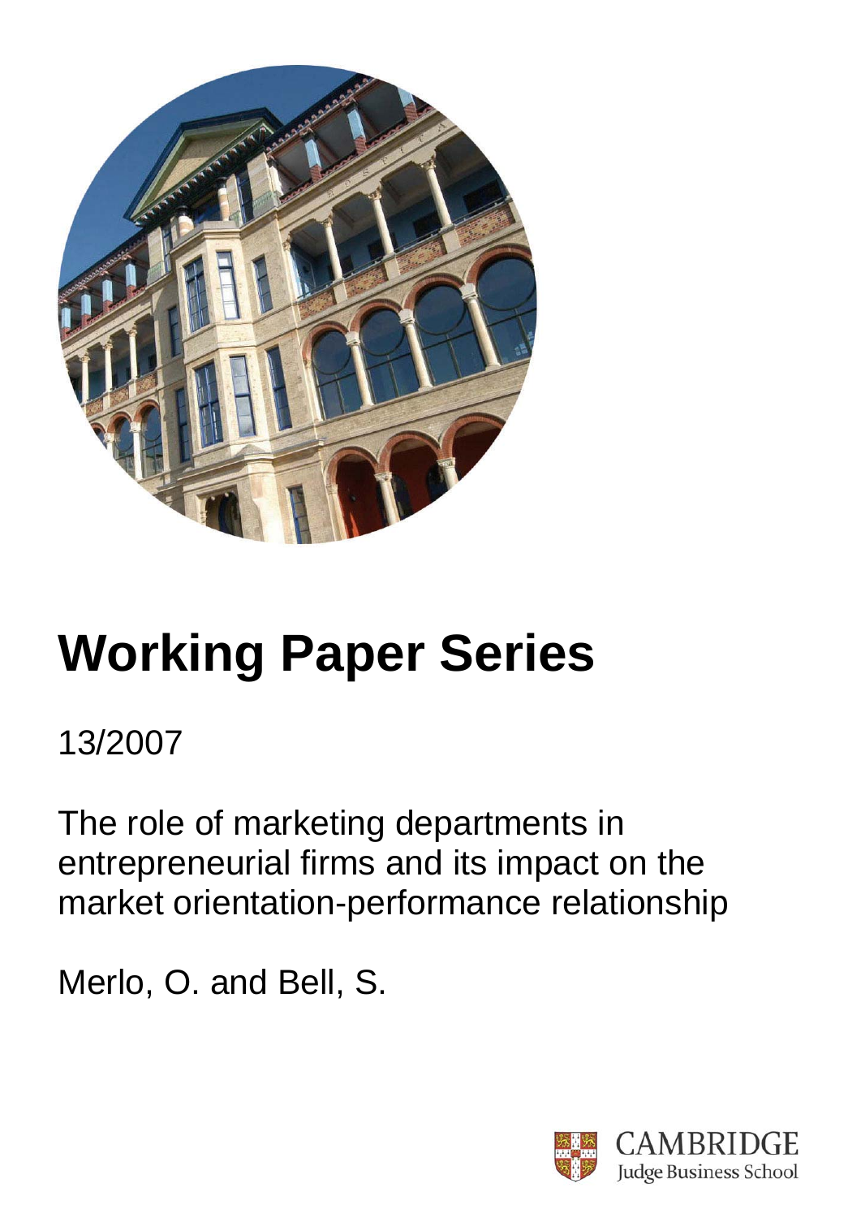# Working Paper Series

13/2007

The role of marketing departments in entrepreneurial firms and its impact on the market orientation-performance relationship

Merlo, O. and Bell, S.

CAMBRIDGE
Judge Business School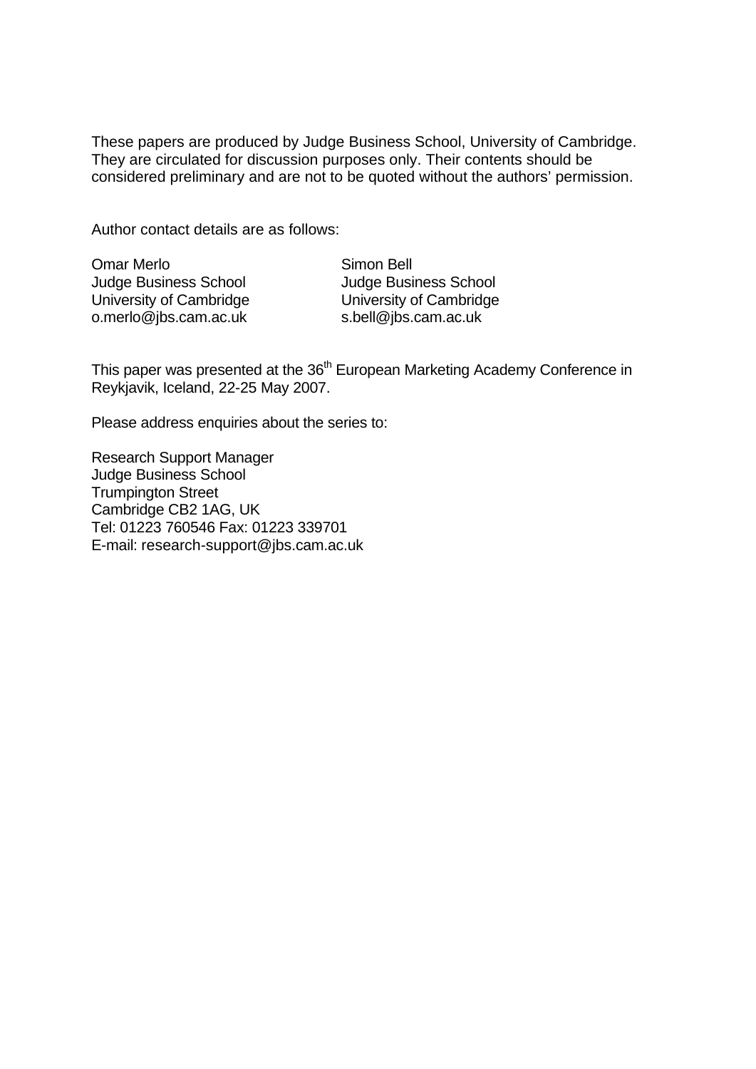These papers are produced by Judge Business School, University of Cambridge. They are circulated for discussion purposes only. Their contents should be considered preliminary and are not to be quoted without the authors' permission.

Author contact details are as follows:

Omar Merlo
Judge Business School
University of Cambridge
o.merlo@jbs.cam.ac.uk

Simon Bell
Judge Business School
University of Cambridge
s.bell@jbs.cam.ac.uk

This paper was presented at the 36th European Marketing Academy Conference in Reykjavik, Iceland, 22-25 May 2007.

Please address enquiries about the series to:

Research Support Manager
Judge Business School
Trumpington Street
Cambridge CB2 1AG, UK
Tel: 01223 760546 Fax: 01223 339701
E-mail: research-support@jbs.cam.ac.uk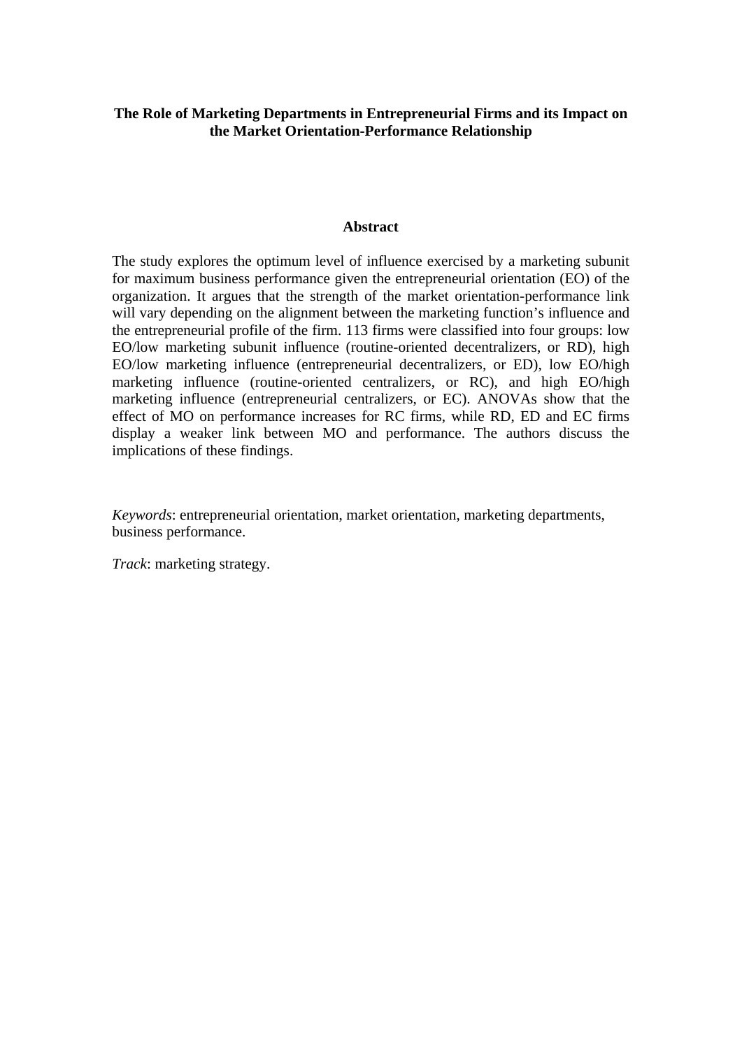# The Role of Marketing Departments in Entrepreneurial Firms and its Impact on the Market Orientation-Performance Relationship

## Abstract

The study explores the optimum level of influence exercised by a marketing subunit for maximum business performance given the entrepreneurial orientation (EO) of the organization. It argues that the strength of the market orientation-performance link will vary depending on the alignment between the marketing function's influence and the entrepreneurial profile of the firm. 113 firms were classified into four groups: low EO/low marketing subunit influence (routine-oriented decentralizers, or RD), high EO/low marketing influence (entrepreneurial decentralizers, or ED), low EO/high marketing influence (routine-oriented centralizers, or RC), and high EO/high marketing influence (entrepreneurial centralizers, or EC). ANOVAs show that the effect of MO on performance increases for RC firms, while RD, ED and EC firms display a weaker link between MO and performance. The authors discuss the implications of these findings.

*Keywords*: entrepreneurial orientation, market orientation, marketing departments, business performance.

*Track*: marketing strategy.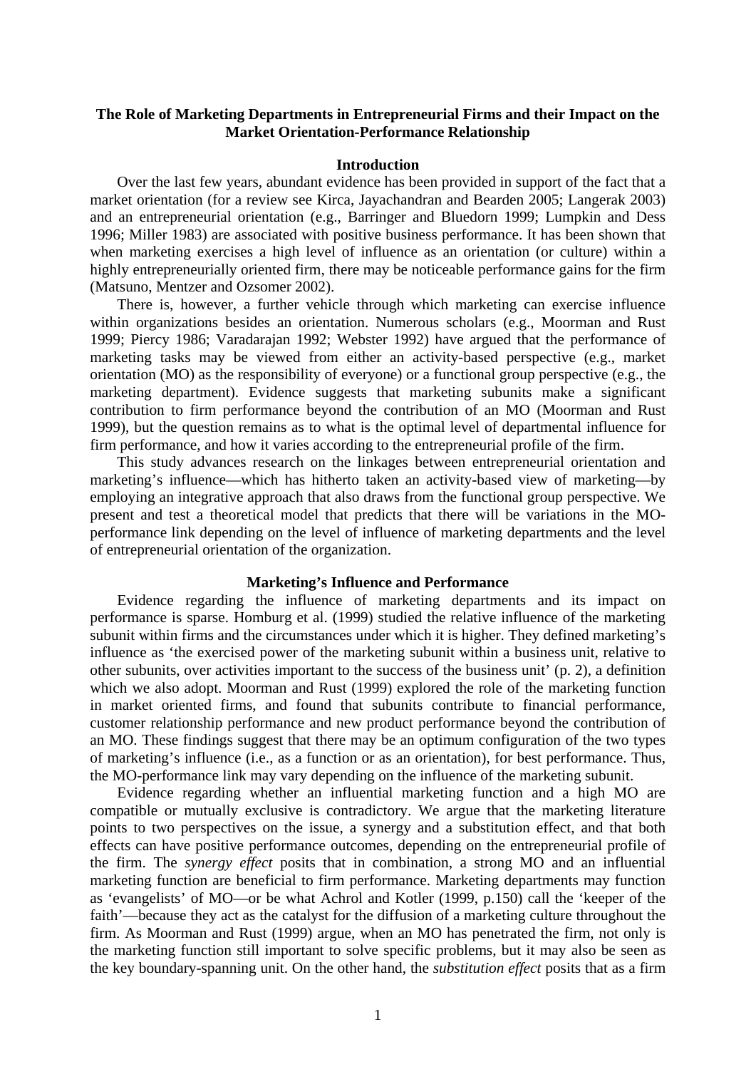**The Role of Marketing Departments in Entrepreneurial Firms and their Impact on the Market Orientation-Performance Relationship**

## Introduction

Over the last few years, abundant evidence has been provided in support of the fact that a market orientation (for a review see Kirca, Jayachandran and Bearden 2005; Langerak 2003) and an entrepreneurial orientation (e.g., Barringer and Bluedorn 1999; Lumpkin and Dess 1996; Miller 1983) are associated with positive business performance. It has been shown that when marketing exercises a high level of influence as an orientation (or culture) within a highly entrepreneurially oriented firm, there may be noticeable performance gains for the firm (Matsuno, Mentzer and Ozsomer 2002).

There is, however, a further vehicle through which marketing can exercise influence within organizations besides an orientation. Numerous scholars (e.g., Moorman and Rust 1999; Piercy 1986; Varadarajan 1992; Webster 1992) have argued that the performance of marketing tasks may be viewed from either an activity-based perspective (e.g., market orientation (MO) as the responsibility of everyone) or a functional group perspective (e.g., the marketing department). Evidence suggests that marketing subunits make a significant contribution to firm performance beyond the contribution of an MO (Moorman and Rust 1999), but the question remains as to what is the optimal level of departmental influence for firm performance, and how it varies according to the entrepreneurial profile of the firm.

This study advances research on the linkages between entrepreneurial orientation and marketing's influence—which has hitherto taken an activity-based view of marketing—by employing an integrative approach that also draws from the functional group perspective. We present and test a theoretical model that predicts that there will be variations in the MO-performance link depending on the level of influence of marketing departments and the level of entrepreneurial orientation of the organization.

## Marketing's Influence and Performance

Evidence regarding the influence of marketing departments and its impact on performance is sparse. Homburg et al. (1999) studied the relative influence of the marketing subunit within firms and the circumstances under which it is higher. They defined marketing's influence as 'the exercised power of the marketing subunit within a business unit, relative to other subunits, over activities important to the success of the business unit' (p. 2), a definition which we also adopt. Moorman and Rust (1999) explored the role of the marketing function in market oriented firms, and found that subunits contribute to financial performance, customer relationship performance and new product performance beyond the contribution of an MO. These findings suggest that there may be an optimum configuration of the two types of marketing's influence (i.e., as a function or as an orientation), for best performance. Thus, the MO-performance link may vary depending on the influence of the marketing subunit.

Evidence regarding whether an influential marketing function and a high MO are compatible or mutually exclusive is contradictory. We argue that the marketing literature points to two perspectives on the issue, a synergy and a substitution effect, and that both effects can have positive performance outcomes, depending on the entrepreneurial profile of the firm. The *synergy effect* posits that in combination, a strong MO and an influential marketing function are beneficial to firm performance. Marketing departments may function as 'evangelists' of MO—or be what Achrol and Kotler (1999, p.150) call the 'keeper of the faith'—because they act as the catalyst for the diffusion of a marketing culture throughout the firm. As Moorman and Rust (1999) argue, when an MO has penetrated the firm, not only is the marketing function still important to solve specific problems, but it may also be seen as the key boundary-spanning unit. On the other hand, the *substitution effect* posits that as a firm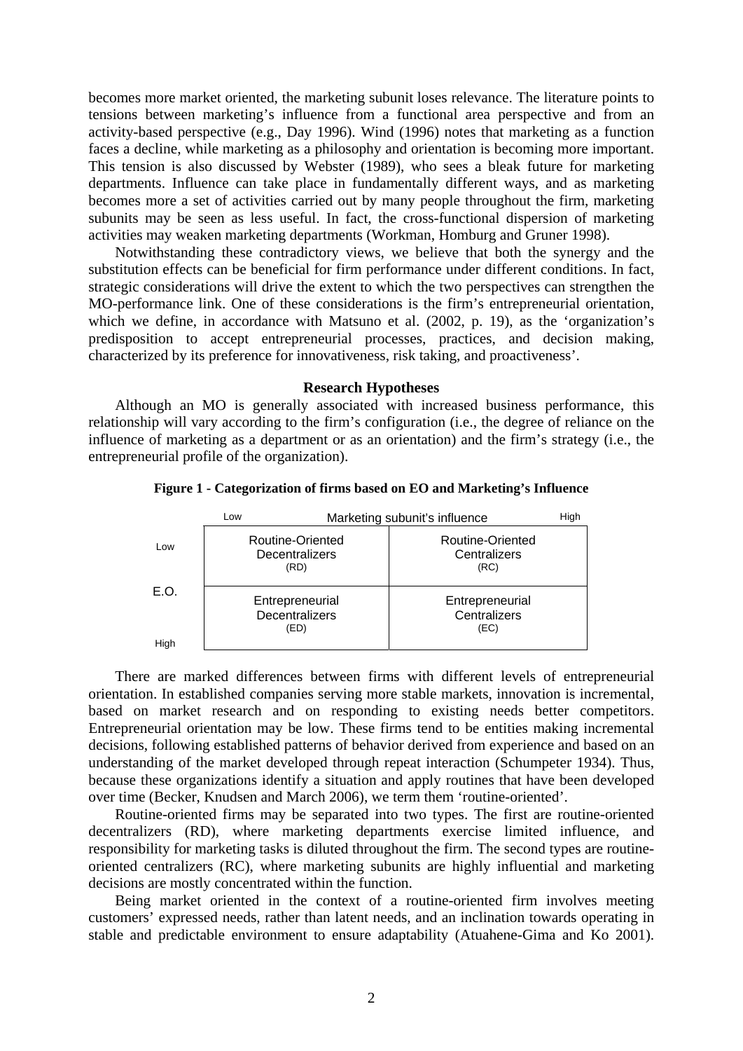becomes more market oriented, the marketing subunit loses relevance. The literature points to tensions between marketing's influence from a functional area perspective and from an activity-based perspective (e.g., Day 1996). Wind (1996) notes that marketing as a function faces a decline, while marketing as a philosophy and orientation is becoming more important. This tension is also discussed by Webster (1989), who sees a bleak future for marketing departments. Influence can take place in fundamentally different ways, and as marketing becomes more a set of activities carried out by many people throughout the firm, marketing subunits may be seen as less useful. In fact, the cross-functional dispersion of marketing activities may weaken marketing departments (Workman, Homburg and Gruner 1998).

Notwithstanding these contradictory views, we believe that both the synergy and the substitution effects can be beneficial for firm performance under different conditions. In fact, strategic considerations will drive the extent to which the two perspectives can strengthen the MO-performance link. One of these considerations is the firm's entrepreneurial orientation, which we define, in accordance with Matsuno et al. (2002, p. 19), as the 'organization's predisposition to accept entrepreneurial processes, practices, and decision making, characterized by its preference for innovativeness, risk taking, and proactiveness'.

### Research Hypotheses

Although an MO is generally associated with increased business performance, this relationship will vary according to the firm's configuration (i.e., the degree of reliance on the influence of marketing as a department or as an orientation) and the firm's strategy (i.e., the entrepreneurial profile of the organization).

**Figure 1 - Categorization of firms based on EO and Marketing's Influence**

| E.O. \ Marketing subunit's influence | Low | High |
|---|---|---|
| Low | Routine-Oriented Decentralizers (RD) | Routine-Oriented Centralizers (RC) |
| High | Entrepreneurial Decentralizers (ED) | Entrepreneurial Centralizers (EC) |

There are marked differences between firms with different levels of entrepreneurial orientation. In established companies serving more stable markets, innovation is incremental, based on market research and on responding to existing needs better competitors. Entrepreneurial orientation may be low. These firms tend to be entities making incremental decisions, following established patterns of behavior derived from experience and based on an understanding of the market developed through repeat interaction (Schumpeter 1934). Thus, because these organizations identify a situation and apply routines that have been developed over time (Becker, Knudsen and March 2006), we term them 'routine-oriented'.

Routine-oriented firms may be separated into two types. The first are routine-oriented decentralizers (RD), where marketing departments exercise limited influence, and responsibility for marketing tasks is diluted throughout the firm. The second types are routine-oriented centralizers (RC), where marketing subunits are highly influential and marketing decisions are mostly concentrated within the function.

Being market oriented in the context of a routine-oriented firm involves meeting customers' expressed needs, rather than latent needs, and an inclination towards operating in stable and predictable environment to ensure adaptability (Atuahene-Gima and Ko 2001).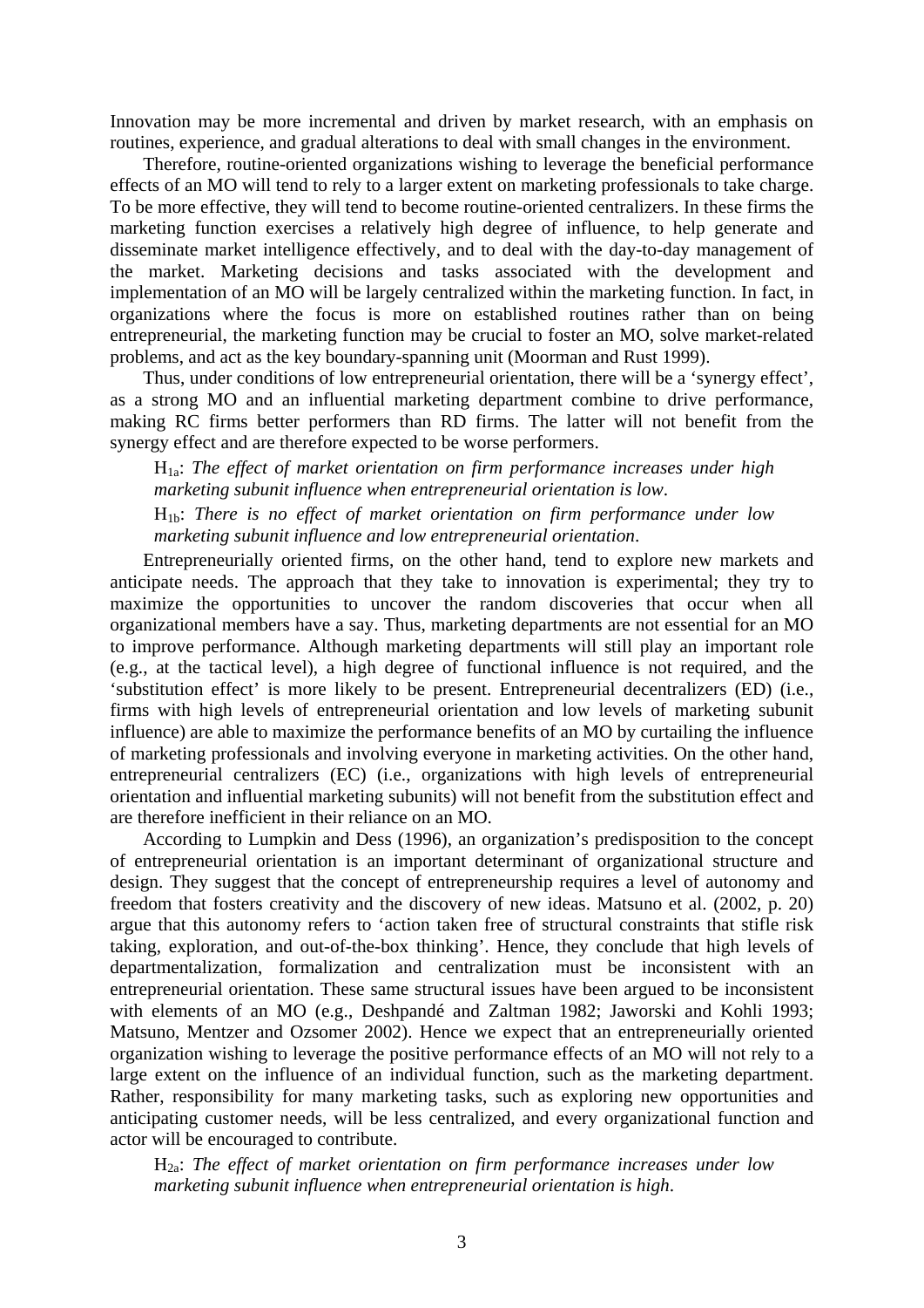Innovation may be more incremental and driven by market research, with an emphasis on routines, experience, and gradual alterations to deal with small changes in the environment.

Therefore, routine-oriented organizations wishing to leverage the beneficial performance effects of an MO will tend to rely to a larger extent on marketing professionals to take charge. To be more effective, they will tend to become routine-oriented centralizers. In these firms the marketing function exercises a relatively high degree of influence, to help generate and disseminate market intelligence effectively, and to deal with the day-to-day management of the market. Marketing decisions and tasks associated with the development and implementation of an MO will be largely centralized within the marketing function. In fact, in organizations where the focus is more on established routines rather than on being entrepreneurial, the marketing function may be crucial to foster an MO, solve market-related problems, and act as the key boundary-spanning unit (Moorman and Rust 1999).

Thus, under conditions of low entrepreneurial orientation, there will be a 'synergy effect', as a strong MO and an influential marketing department combine to drive performance, making RC firms better performers than RD firms. The latter will not benefit from the synergy effect and are therefore expected to be worse performers.

> $H_{1a}$: *The effect of market orientation on firm performance increases under high marketing subunit influence when entrepreneurial orientation is low*.
>
> $H_{1b}$: *There is no effect of market orientation on firm performance under low marketing subunit influence and low entrepreneurial orientation*.

Entrepreneurially oriented firms, on the other hand, tend to explore new markets and anticipate needs. The approach that they take to innovation is experimental; they try to maximize the opportunities to uncover the random discoveries that occur when all organizational members have a say. Thus, marketing departments are not essential for an MO to improve performance. Although marketing departments will still play an important role (e.g., at the tactical level), a high degree of functional influence is not required, and the 'substitution effect' is more likely to be present. Entrepreneurial decentralizers (ED) (i.e., firms with high levels of entrepreneurial orientation and low levels of marketing subunit influence) are able to maximize the performance benefits of an MO by curtailing the influence of marketing professionals and involving everyone in marketing activities. On the other hand, entrepreneurial centralizers (EC) (i.e., organizations with high levels of entrepreneurial orientation and influential marketing subunits) will not benefit from the substitution effect and are therefore inefficient in their reliance on an MO.

According to Lumpkin and Dess (1996), an organization's predisposition to the concept of entrepreneurial orientation is an important determinant of organizational structure and design. They suggest that the concept of entrepreneurship requires a level of autonomy and freedom that fosters creativity and the discovery of new ideas. Matsuno et al. (2002, p. 20) argue that this autonomy refers to 'action taken free of structural constraints that stifle risk taking, exploration, and out-of-the-box thinking'. Hence, they conclude that high levels of departmentalization, formalization and centralization must be inconsistent with an entrepreneurial orientation. These same structural issues have been argued to be inconsistent with elements of an MO (e.g., Deshpandé and Zaltman 1982; Jaworski and Kohli 1993; Matsuno, Mentzer and Ozsomer 2002). Hence we expect that an entrepreneurially oriented organization wishing to leverage the positive performance effects of an MO will not rely to a large extent on the influence of an individual function, such as the marketing department. Rather, responsibility for many marketing tasks, such as exploring new opportunities and anticipating customer needs, will be less centralized, and every organizational function and actor will be encouraged to contribute.

> $H_{2a}$: *The effect of market orientation on firm performance increases under low marketing subunit influence when entrepreneurial orientation is high*.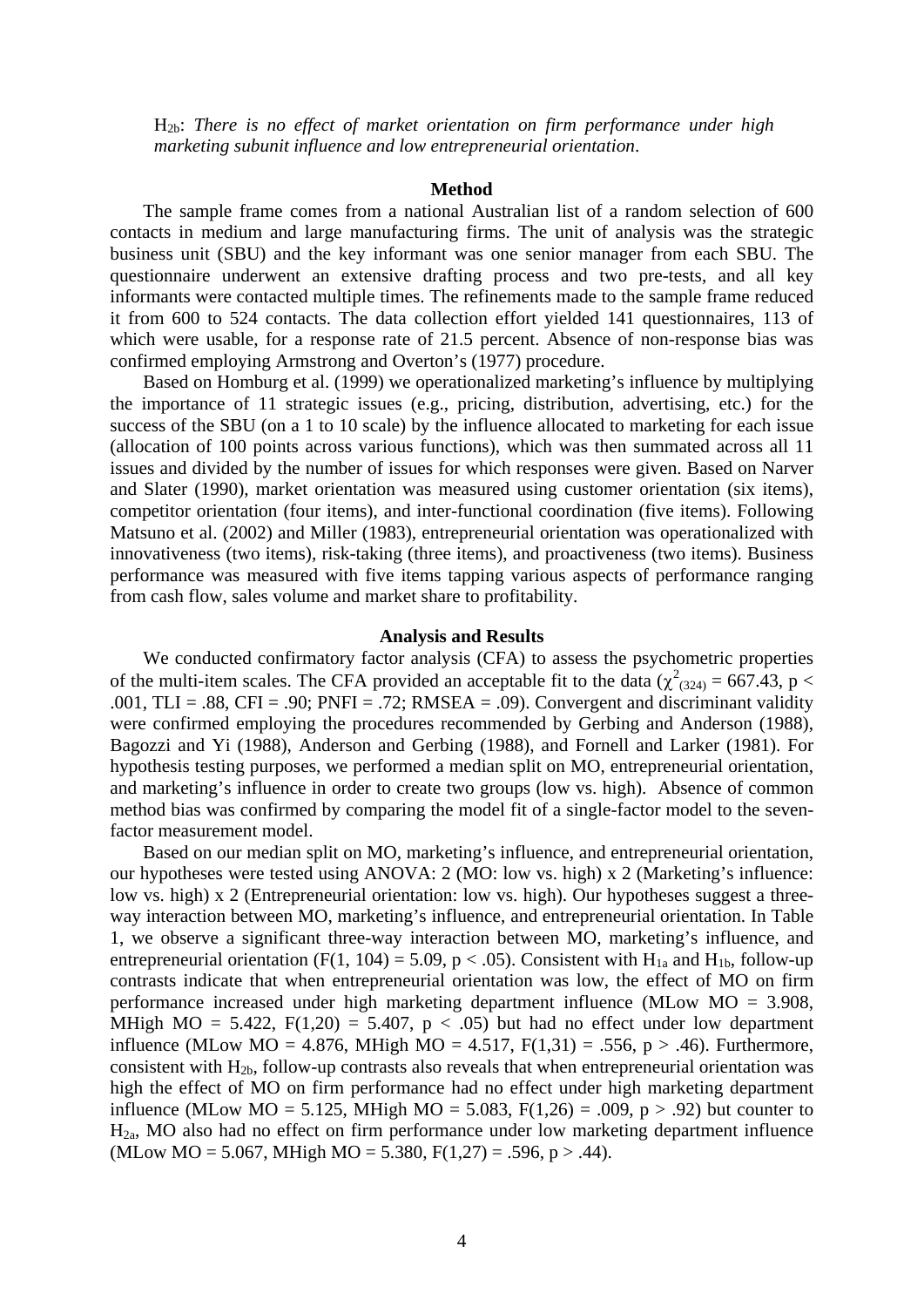$H_{2b}$: *There is no effect of market orientation on firm performance under high marketing subunit influence and low entrepreneurial orientation*.

## Method

The sample frame comes from a national Australian list of a random selection of 600 contacts in medium and large manufacturing firms. The unit of analysis was the strategic business unit (SBU) and the key informant was one senior manager from each SBU. The questionnaire underwent an extensive drafting process and two pre-tests, and all key informants were contacted multiple times. The refinements made to the sample frame reduced it from 600 to 524 contacts. The data collection effort yielded 141 questionnaires, 113 of which were usable, for a response rate of 21.5 percent. Absence of non-response bias was confirmed employing Armstrong and Overton's (1977) procedure.

Based on Homburg et al. (1999) we operationalized marketing's influence by multiplying the importance of 11 strategic issues (e.g., pricing, distribution, advertising, etc.) for the success of the SBU (on a 1 to 10 scale) by the influence allocated to marketing for each issue (allocation of 100 points across various functions), which was then summated across all 11 issues and divided by the number of issues for which responses were given. Based on Narver and Slater (1990), market orientation was measured using customer orientation (six items), competitor orientation (four items), and inter-functional coordination (five items). Following Matsuno et al. (2002) and Miller (1983), entrepreneurial orientation was operationalized with innovativeness (two items), risk-taking (three items), and proactiveness (two items). Business performance was measured with five items tapping various aspects of performance ranging from cash flow, sales volume and market share to profitability.

## Analysis and Results

We conducted confirmatory factor analysis (CFA) to assess the psychometric properties of the multi-item scales. The CFA provided an acceptable fit to the data ($\chi^2_{(324)} = 667.43$, $p < .001$, TLI = .88, CFI = .90; PNFI = .72; RMSEA = .09). Convergent and discriminant validity were confirmed employing the procedures recommended by Gerbing and Anderson (1988), Bagozzi and Yi (1988), Anderson and Gerbing (1988), and Fornell and Larker (1981). For hypothesis testing purposes, we performed a median split on MO, entrepreneurial orientation, and marketing's influence in order to create two groups (low vs. high). Absence of common method bias was confirmed by comparing the model fit of a single-factor model to the seven-factor measurement model.

Based on our median split on MO, marketing's influence, and entrepreneurial orientation, our hypotheses were tested using ANOVA: 2 (MO: low vs. high) x 2 (Marketing's influence: low vs. high) x 2 (Entrepreneurial orientation: low vs. high). Our hypotheses suggest a three-way interaction between MO, marketing's influence, and entrepreneurial orientation. In Table 1, we observe a significant three-way interaction between MO, marketing's influence, and entrepreneurial orientation ($F(1, 104) = 5.09$, $p < .05$). Consistent with $H_{1a}$ and $H_{1b}$, follow-up contrasts indicate that when entrepreneurial orientation was low, the effect of MO on firm performance increased under high marketing department influence (MLow MO = 3.908, MHigh MO = 5.422, $F(1,20) = 5.407$, $p < .05$) but had no effect under low department influence (MLow MO = 4.876, MHigh MO = 4.517, $F(1,31) = .556$, $p > .46$). Furthermore, consistent with $H_{2b}$, follow-up contrasts also reveals that when entrepreneurial orientation was high the effect of MO on firm performance had no effect under high marketing department influence (MLow MO = 5.125, MHigh MO = 5.083, $F(1,26) = .009$, $p > .92$) but counter to $H_{2a}$, MO also had no effect on firm performance under low marketing department influence (MLow MO = 5.067, MHigh MO = 5.380, $F(1,27) = .596$, $p > .44$).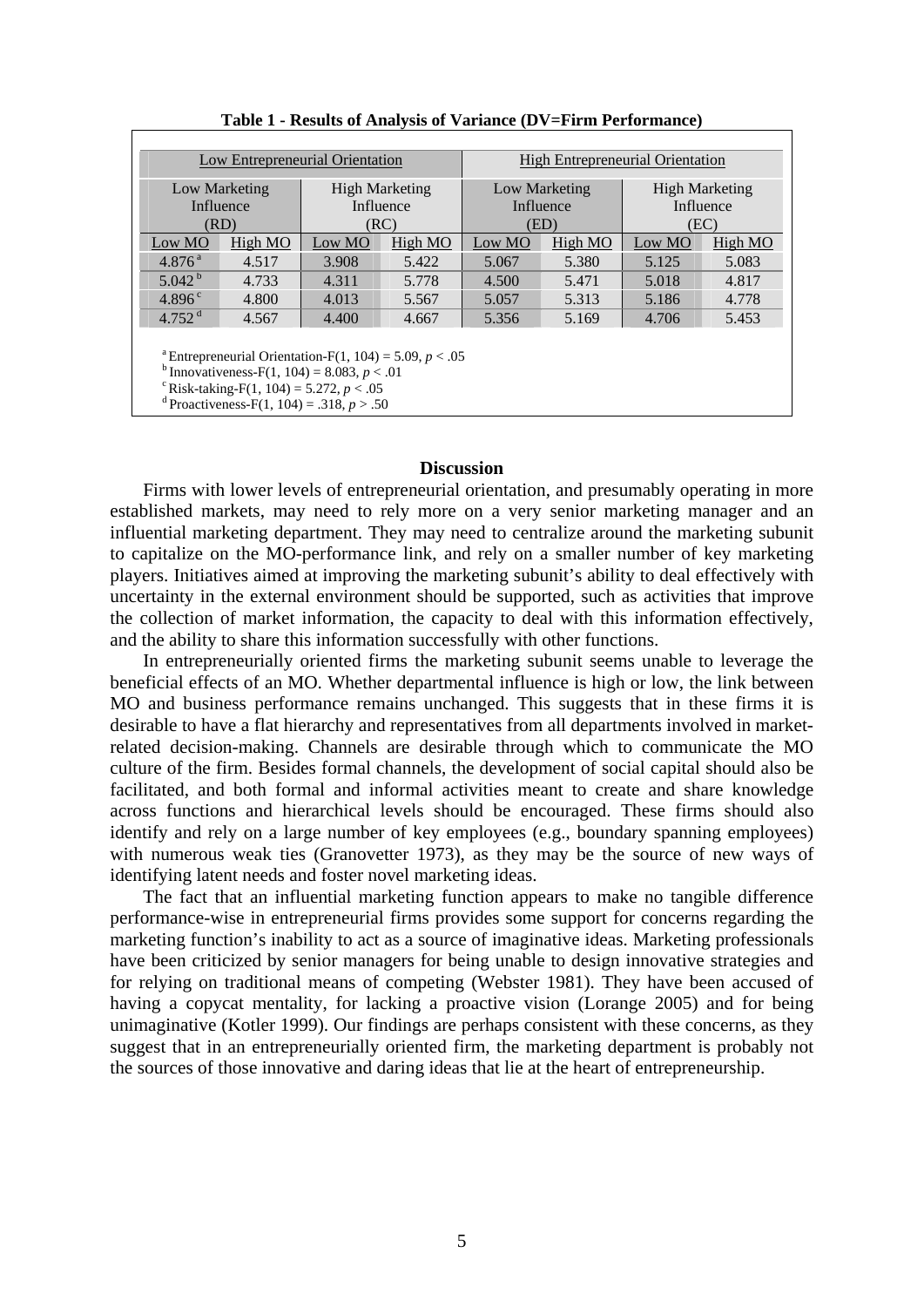**Table 1 - Results of Analysis of Variance (DV=Firm Performance)**

| Low Entrepreneurial Orientation | | | | High Entrepreneurial Orientation | | | |
|---|---|---|---|---|---|---|---|
| Low Marketing Influence (RD) | | High Marketing Influence (RC) | | Low Marketing Influence (ED) | | High Marketing Influence (EC) | |
| Low MO | High MO | Low MO | High MO | Low MO | High MO | Low MO | High MO |
| 4.876 [a] | 4.517 | 3.908 | 5.422 | 5.067 | 5.380 | 5.125 | 5.083 |
| 5.042 [b] | 4.733 | 4.311 | 5.778 | 4.500 | 5.471 | 5.018 | 4.817 |
| 4.896 [c] | 4.800 | 4.013 | 5.567 | 5.057 | 5.313 | 5.186 | 4.778 |
| 4.752 [d] | 4.567 | 4.400 | 4.667 | 5.356 | 5.169 | 4.706 | 5.453 |

[a] Entrepreneurial Orientation-$F(1, 104) = 5.09$, $p < .05$
[b] Innovativeness-$F(1, 104) = 8.083$, $p < .01$
[c] Risk-taking-$F(1, 104) = 5.272$, $p < .05$
[d] Proactiveness-$F(1, 104) = .318$, $p > .50$

## Discussion

Firms with lower levels of entrepreneurial orientation, and presumably operating in more established markets, may need to rely more on a very senior marketing manager and an influential marketing department. They may need to centralize around the marketing subunit to capitalize on the MO-performance link, and rely on a smaller number of key marketing players. Initiatives aimed at improving the marketing subunit's ability to deal effectively with uncertainty in the external environment should be supported, such as activities that improve the collection of market information, the capacity to deal with this information effectively, and the ability to share this information successfully with other functions.

In entrepreneurially oriented firms the marketing subunit seems unable to leverage the beneficial effects of an MO. Whether departmental influence is high or low, the link between MO and business performance remains unchanged. This suggests that in these firms it is desirable to have a flat hierarchy and representatives from all departments involved in market-related decision-making. Channels are desirable through which to communicate the MO culture of the firm. Besides formal channels, the development of social capital should also be facilitated, and both formal and informal activities meant to create and share knowledge across functions and hierarchical levels should be encouraged. These firms should also identify and rely on a large number of key employees (e.g., boundary spanning employees) with numerous weak ties (Granovetter 1973), as they may be the source of new ways of identifying latent needs and foster novel marketing ideas.

The fact that an influential marketing function appears to make no tangible difference performance-wise in entrepreneurial firms provides some support for concerns regarding the marketing function's inability to act as a source of imaginative ideas. Marketing professionals have been criticized by senior managers for being unable to design innovative strategies and for relying on traditional means of competing (Webster 1981). They have been accused of having a copycat mentality, for lacking a proactive vision (Lorange 2005) and for being unimaginative (Kotler 1999). Our findings are perhaps consistent with these concerns, as they suggest that in an entrepreneurially oriented firm, the marketing department is probably not the sources of those innovative and daring ideas that lie at the heart of entrepreneurship.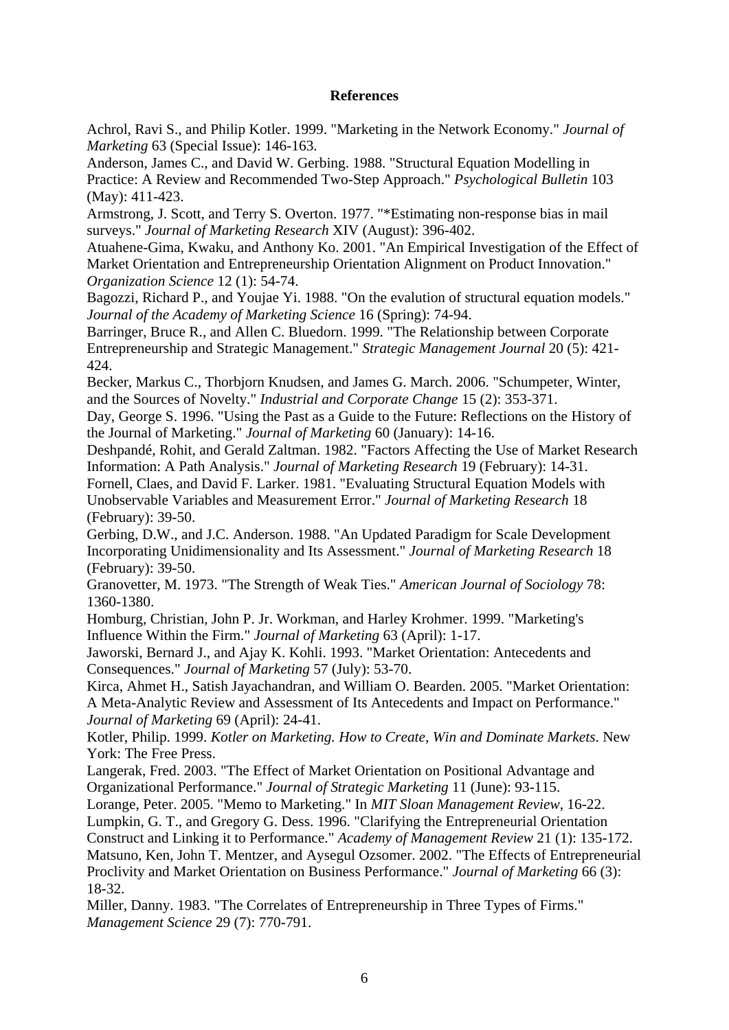## References

Achrol, Ravi S., and Philip Kotler. 1999. "Marketing in the Network Economy." *Journal of Marketing* 63 (Special Issue): 146-163.

Anderson, James C., and David W. Gerbing. 1988. "Structural Equation Modelling in Practice: A Review and Recommended Two-Step Approach." *Psychological Bulletin* 103 (May): 411-423.

Armstrong, J. Scott, and Terry S. Overton. 1977. "*Estimating non-response bias in mail surveys." *Journal of Marketing Research* XIV (August): 396-402.

Atuahene-Gima, Kwaku, and Anthony Ko. 2001. "An Empirical Investigation of the Effect of Market Orientation and Entrepreneurship Orientation Alignment on Product Innovation." *Organization Science* 12 (1): 54-74.

Bagozzi, Richard P., and Youjae Yi. 1988. "On the evalution of structural equation models." *Journal of the Academy of Marketing Science* 16 (Spring): 74-94.

Barringer, Bruce R., and Allen C. Bluedorn. 1999. "The Relationship between Corporate Entrepreneurship and Strategic Management." *Strategic Management Journal* 20 (5): 421-424.

Becker, Markus C., Thorbjorn Knudsen, and James G. March. 2006. "Schumpeter, Winter, and the Sources of Novelty." *Industrial and Corporate Change* 15 (2): 353-371.

Day, George S. 1996. "Using the Past as a Guide to the Future: Reflections on the History of the Journal of Marketing." *Journal of Marketing* 60 (January): 14-16.

Deshpandé, Rohit, and Gerald Zaltman. 1982. "Factors Affecting the Use of Market Research Information: A Path Analysis." *Journal of Marketing Research* 19 (February): 14-31.

Fornell, Claes, and David F. Larker. 1981. "Evaluating Structural Equation Models with Unobservable Variables and Measurement Error." *Journal of Marketing Research* 18 (February): 39-50.

Gerbing, D.W., and J.C. Anderson. 1988. "An Updated Paradigm for Scale Development Incorporating Unidimensionality and Its Assessment." *Journal of Marketing Research* 18 (February): 39-50.

Granovetter, M. 1973. "The Strength of Weak Ties." *American Journal of Sociology* 78: 1360-1380.

Homburg, Christian, John P. Jr. Workman, and Harley Krohmer. 1999. "Marketing's Influence Within the Firm." *Journal of Marketing* 63 (April): 1-17.

Jaworski, Bernard J., and Ajay K. Kohli. 1993. "Market Orientation: Antecedents and Consequences." *Journal of Marketing* 57 (July): 53-70.

Kirca, Ahmet H., Satish Jayachandran, and William O. Bearden. 2005. "Market Orientation: A Meta-Analytic Review and Assessment of Its Antecedents and Impact on Performance." *Journal of Marketing* 69 (April): 24-41.

Kotler, Philip. 1999. *Kotler on Marketing. How to Create, Win and Dominate Markets*. New York: The Free Press.

Langerak, Fred. 2003. "The Effect of Market Orientation on Positional Advantage and Organizational Performance." *Journal of Strategic Marketing* 11 (June): 93-115.

Lorange, Peter. 2005. "Memo to Marketing." In *MIT Sloan Management Review*, 16-22.

Lumpkin, G. T., and Gregory G. Dess. 1996. "Clarifying the Entrepreneurial Orientation Construct and Linking it to Performance." *Academy of Management Review* 21 (1): 135-172.

Matsuno, Ken, John T. Mentzer, and Aysegul Ozsomer. 2002. "The Effects of Entrepreneurial Proclivity and Market Orientation on Business Performance." *Journal of Marketing* 66 (3): 18-32.

Miller, Danny. 1983. "The Correlates of Entrepreneurship in Three Types of Firms." *Management Science* 29 (7): 770-791.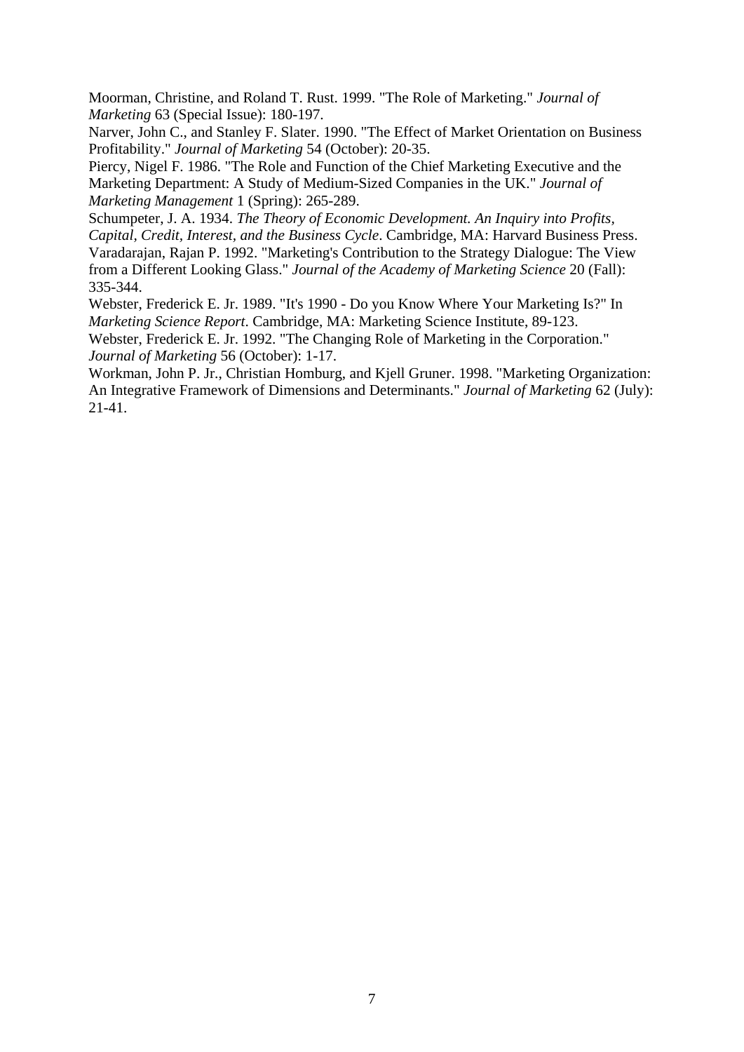Moorman, Christine, and Roland T. Rust. 1999. "The Role of Marketing." *Journal of Marketing* 63 (Special Issue): 180-197.

Narver, John C., and Stanley F. Slater. 1990. "The Effect of Market Orientation on Business Profitability." *Journal of Marketing* 54 (October): 20-35.

Piercy, Nigel F. 1986. "The Role and Function of the Chief Marketing Executive and the Marketing Department: A Study of Medium-Sized Companies in the UK." *Journal of Marketing Management* 1 (Spring): 265-289.

Schumpeter, J. A. 1934. *The Theory of Economic Development. An Inquiry into Profits, Capital, Credit, Interest, and the Business Cycle*. Cambridge, MA: Harvard Business Press.

Varadarajan, Rajan P. 1992. "Marketing's Contribution to the Strategy Dialogue: The View from a Different Looking Glass." *Journal of the Academy of Marketing Science* 20 (Fall): 335-344.

Webster, Frederick E. Jr. 1989. "It's 1990 - Do you Know Where Your Marketing Is?" In *Marketing Science Report*. Cambridge, MA: Marketing Science Institute, 89-123.

Webster, Frederick E. Jr. 1992. "The Changing Role of Marketing in the Corporation." *Journal of Marketing* 56 (October): 1-17.

Workman, John P. Jr., Christian Homburg, and Kjell Gruner. 1998. "Marketing Organization: An Integrative Framework of Dimensions and Determinants." *Journal of Marketing* 62 (July): 21-41.